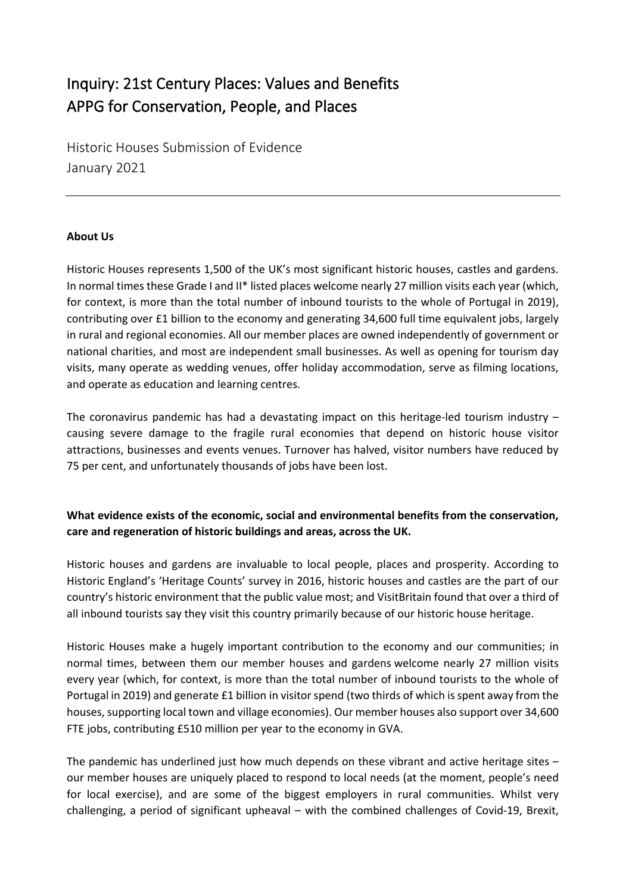# Inquiry: 21st Century Places: Values and Benefits
# APPG for Conservation, People, and Places

Historic Houses Submission of Evidence
January 2021

---

**About Us**

Historic Houses represents 1,500 of the UK's most significant historic houses, castles and gardens. In normal times these Grade I and II* listed places welcome nearly 27 million visits each year (which, for context, is more than the total number of inbound tourists to the whole of Portugal in 2019), contributing over £1 billion to the economy and generating 34,600 full time equivalent jobs, largely in rural and regional economies. All our member places are owned independently of government or national charities, and most are independent small businesses. As well as opening for tourism day visits, many operate as wedding venues, offer holiday accommodation, serve as filming locations, and operate as education and learning centres.

The coronavirus pandemic has had a devastating impact on this heritage-led tourism industry – causing severe damage to the fragile rural economies that depend on historic house visitor attractions, businesses and events venues. Turnover has halved, visitor numbers have reduced by 75 per cent, and unfortunately thousands of jobs have been lost.

**What evidence exists of the economic, social and environmental benefits from the conservation, care and regeneration of historic buildings and areas, across the UK.**

Historic houses and gardens are invaluable to local people, places and prosperity. According to Historic England's 'Heritage Counts' survey in 2016, historic houses and castles are the part of our country's historic environment that the public value most; and VisitBritain found that over a third of all inbound tourists say they visit this country primarily because of our historic house heritage.

Historic Houses make a hugely important contribution to the economy and our communities; in normal times, between them our member houses and gardens welcome nearly 27 million visits every year (which, for context, is more than the total number of inbound tourists to the whole of Portugal in 2019) and generate £1 billion in visitor spend (two thirds of which is spent away from the houses, supporting local town and village economies). Our member houses also support over 34,600 FTE jobs, contributing £510 million per year to the economy in GVA.

The pandemic has underlined just how much depends on these vibrant and active heritage sites – our member houses are uniquely placed to respond to local needs (at the moment, people's need for local exercise), and are some of the biggest employers in rural communities. Whilst very challenging, a period of significant upheaval – with the combined challenges of Covid-19, Brexit,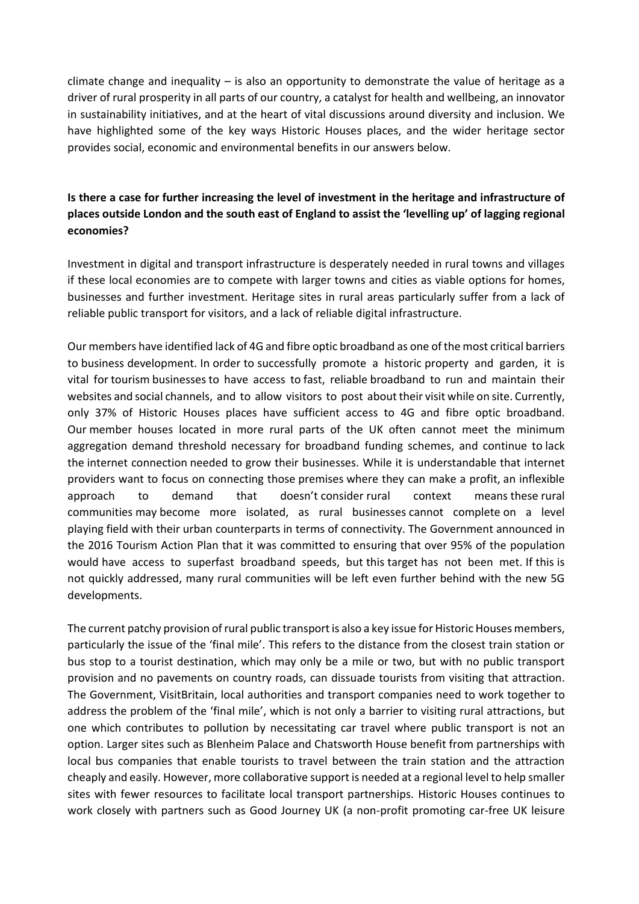climate change and inequality – is also an opportunity to demonstrate the value of heritage as a driver of rural prosperity in all parts of our country, a catalyst for health and wellbeing, an innovator in sustainability initiatives, and at the heart of vital discussions around diversity and inclusion. We have highlighted some of the key ways Historic Houses places, and the wider heritage sector provides social, economic and environmental benefits in our answers below.

**Is there a case for further increasing the level of investment in the heritage and infrastructure of places outside London and the south east of England to assist the 'levelling up' of lagging regional economies?**

Investment in digital and transport infrastructure is desperately needed in rural towns and villages if these local economies are to compete with larger towns and cities as viable options for homes, businesses and further investment. Heritage sites in rural areas particularly suffer from a lack of reliable public transport for visitors, and a lack of reliable digital infrastructure.

Our members have identified lack of 4G and fibre optic broadband as one of the most critical barriers to business development. In order to successfully promote a historic property and garden, it is vital for tourism businesses to have access to fast, reliable broadband to run and maintain their websites and social channels, and to allow visitors to post about their visit while on site. Currently, only 37% of Historic Houses places have sufficient access to 4G and fibre optic broadband. Our member houses located in more rural parts of the UK often cannot meet the minimum aggregation demand threshold necessary for broadband funding schemes, and continue to lack the internet connection needed to grow their businesses. While it is understandable that internet providers want to focus on connecting those premises where they can make a profit, an inflexible approach to demand that doesn't consider rural context means these rural communities may become more isolated, as rural businesses cannot complete on a level playing field with their urban counterparts in terms of connectivity. The Government announced in the 2016 Tourism Action Plan that it was committed to ensuring that over 95% of the population would have access to superfast broadband speeds, but this target has not been met. If this is not quickly addressed, many rural communities will be left even further behind with the new 5G developments.

The current patchy provision of rural public transport is also a key issue for Historic Houses members, particularly the issue of the 'final mile'. This refers to the distance from the closest train station or bus stop to a tourist destination, which may only be a mile or two, but with no public transport provision and no pavements on country roads, can dissuade tourists from visiting that attraction. The Government, VisitBritain, local authorities and transport companies need to work together to address the problem of the 'final mile', which is not only a barrier to visiting rural attractions, but one which contributes to pollution by necessitating car travel where public transport is not an option. Larger sites such as Blenheim Palace and Chatsworth House benefit from partnerships with local bus companies that enable tourists to travel between the train station and the attraction cheaply and easily. However, more collaborative support is needed at a regional level to help smaller sites with fewer resources to facilitate local transport partnerships. Historic Houses continues to work closely with partners such as Good Journey UK (a non-profit promoting car-free UK leisure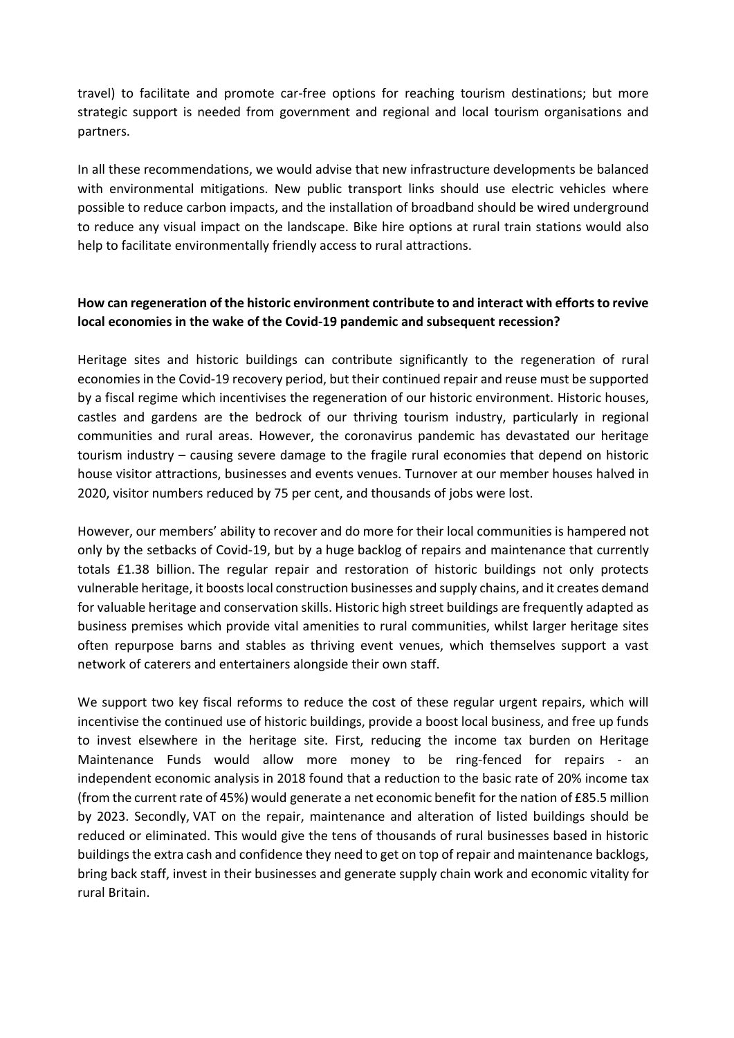travel) to facilitate and promote car-free options for reaching tourism destinations; but more strategic support is needed from government and regional and local tourism organisations and partners.

In all these recommendations, we would advise that new infrastructure developments be balanced with environmental mitigations. New public transport links should use electric vehicles where possible to reduce carbon impacts, and the installation of broadband should be wired underground to reduce any visual impact on the landscape. Bike hire options at rural train stations would also help to facilitate environmentally friendly access to rural attractions.

**How can regeneration of the historic environment contribute to and interact with efforts to revive local economies in the wake of the Covid-19 pandemic and subsequent recession?**

Heritage sites and historic buildings can contribute significantly to the regeneration of rural economies in the Covid-19 recovery period, but their continued repair and reuse must be supported by a fiscal regime which incentivises the regeneration of our historic environment. Historic houses, castles and gardens are the bedrock of our thriving tourism industry, particularly in regional communities and rural areas. However, the coronavirus pandemic has devastated our heritage tourism industry – causing severe damage to the fragile rural economies that depend on historic house visitor attractions, businesses and events venues. Turnover at our member houses halved in 2020, visitor numbers reduced by 75 per cent, and thousands of jobs were lost.

However, our members' ability to recover and do more for their local communities is hampered not only by the setbacks of Covid-19, but by a huge backlog of repairs and maintenance that currently totals £1.38 billion. The regular repair and restoration of historic buildings not only protects vulnerable heritage, it boosts local construction businesses and supply chains, and it creates demand for valuable heritage and conservation skills. Historic high street buildings are frequently adapted as business premises which provide vital amenities to rural communities, whilst larger heritage sites often repurpose barns and stables as thriving event venues, which themselves support a vast network of caterers and entertainers alongside their own staff.

We support two key fiscal reforms to reduce the cost of these regular urgent repairs, which will incentivise the continued use of historic buildings, provide a boost local business, and free up funds to invest elsewhere in the heritage site. First, reducing the income tax burden on Heritage Maintenance Funds would allow more money to be ring-fenced for repairs - an independent economic analysis in 2018 found that a reduction to the basic rate of 20% income tax (from the current rate of 45%) would generate a net economic benefit for the nation of £85.5 million by 2023. Secondly, VAT on the repair, maintenance and alteration of listed buildings should be reduced or eliminated. This would give the tens of thousands of rural businesses based in historic buildings the extra cash and confidence they need to get on top of repair and maintenance backlogs, bring back staff, invest in their businesses and generate supply chain work and economic vitality for rural Britain.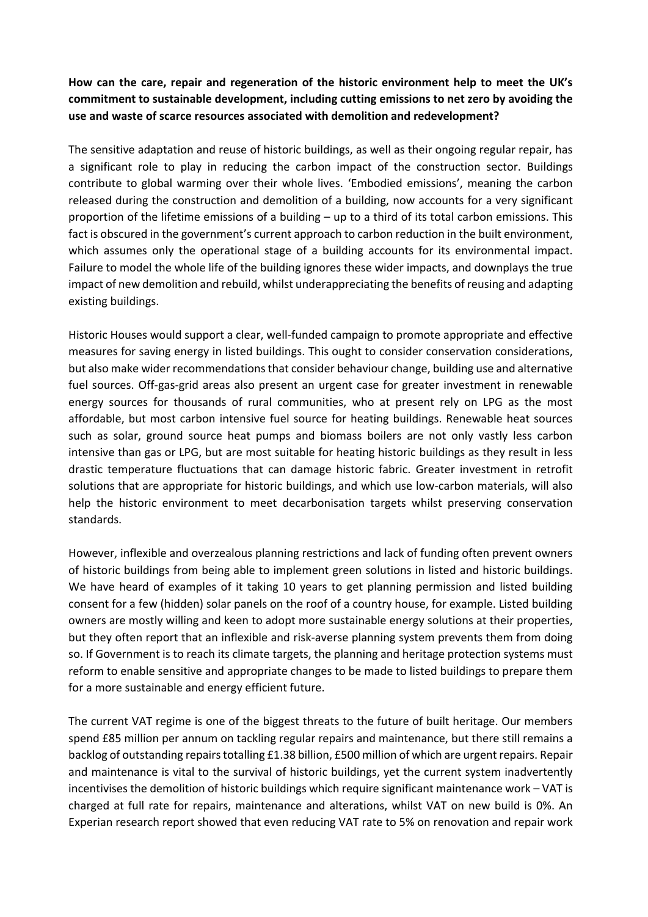**How can the care, repair and regeneration of the historic environment help to meet the UK's commitment to sustainable development, including cutting emissions to net zero by avoiding the use and waste of scarce resources associated with demolition and redevelopment?**

The sensitive adaptation and reuse of historic buildings, as well as their ongoing regular repair, has a significant role to play in reducing the carbon impact of the construction sector. Buildings contribute to global warming over their whole lives. 'Embodied emissions', meaning the carbon released during the construction and demolition of a building, now accounts for a very significant proportion of the lifetime emissions of a building – up to a third of its total carbon emissions. This fact is obscured in the government's current approach to carbon reduction in the built environment, which assumes only the operational stage of a building accounts for its environmental impact. Failure to model the whole life of the building ignores these wider impacts, and downplays the true impact of new demolition and rebuild, whilst underappreciating the benefits of reusing and adapting existing buildings.

Historic Houses would support a clear, well-funded campaign to promote appropriate and effective measures for saving energy in listed buildings. This ought to consider conservation considerations, but also make wider recommendations that consider behaviour change, building use and alternative fuel sources. Off-gas-grid areas also present an urgent case for greater investment in renewable energy sources for thousands of rural communities, who at present rely on LPG as the most affordable, but most carbon intensive fuel source for heating buildings. Renewable heat sources such as solar, ground source heat pumps and biomass boilers are not only vastly less carbon intensive than gas or LPG, but are most suitable for heating historic buildings as they result in less drastic temperature fluctuations that can damage historic fabric. Greater investment in retrofit solutions that are appropriate for historic buildings, and which use low-carbon materials, will also help the historic environment to meet decarbonisation targets whilst preserving conservation standards.

However, inflexible and overzealous planning restrictions and lack of funding often prevent owners of historic buildings from being able to implement green solutions in listed and historic buildings. We have heard of examples of it taking 10 years to get planning permission and listed building consent for a few (hidden) solar panels on the roof of a country house, for example. Listed building owners are mostly willing and keen to adopt more sustainable energy solutions at their properties, but they often report that an inflexible and risk-averse planning system prevents them from doing so. If Government is to reach its climate targets, the planning and heritage protection systems must reform to enable sensitive and appropriate changes to be made to listed buildings to prepare them for a more sustainable and energy efficient future.

The current VAT regime is one of the biggest threats to the future of built heritage. Our members spend £85 million per annum on tackling regular repairs and maintenance, but there still remains a backlog of outstanding repairs totalling £1.38 billion, £500 million of which are urgent repairs. Repair and maintenance is vital to the survival of historic buildings, yet the current system inadvertently incentivises the demolition of historic buildings which require significant maintenance work – VAT is charged at full rate for repairs, maintenance and alterations, whilst VAT on new build is 0%. An Experian research report showed that even reducing VAT rate to 5% on renovation and repair work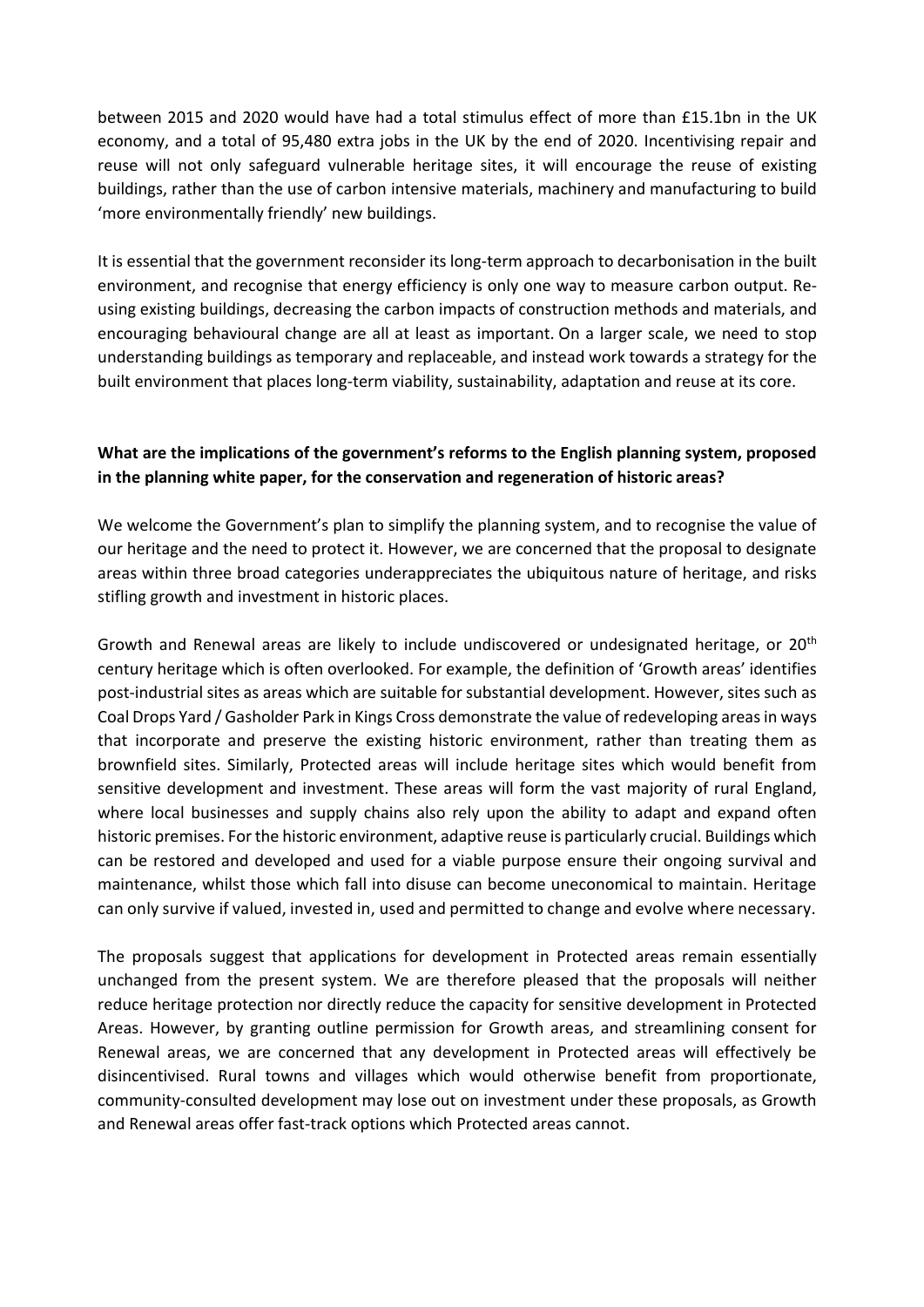between 2015 and 2020 would have had a total stimulus effect of more than £15.1bn in the UK economy, and a total of 95,480 extra jobs in the UK by the end of 2020. Incentivising repair and reuse will not only safeguard vulnerable heritage sites, it will encourage the reuse of existing buildings, rather than the use of carbon intensive materials, machinery and manufacturing to build 'more environmentally friendly' new buildings.

It is essential that the government reconsider its long-term approach to decarbonisation in the built environment, and recognise that energy efficiency is only one way to measure carbon output. Re-using existing buildings, decreasing the carbon impacts of construction methods and materials, and encouraging behavioural change are all at least as important. On a larger scale, we need to stop understanding buildings as temporary and replaceable, and instead work towards a strategy for the built environment that places long-term viability, sustainability, adaptation and reuse at its core.

**What are the implications of the government's reforms to the English planning system, proposed in the planning white paper, for the conservation and regeneration of historic areas?**

We welcome the Government's plan to simplify the planning system, and to recognise the value of our heritage and the need to protect it. However, we are concerned that the proposal to designate areas within three broad categories underappreciates the ubiquitous nature of heritage, and risks stifling growth and investment in historic places.

Growth and Renewal areas are likely to include undiscovered or undesignated heritage, or 20th century heritage which is often overlooked. For example, the definition of 'Growth areas' identifies post-industrial sites as areas which are suitable for substantial development. However, sites such as Coal Drops Yard / Gasholder Park in Kings Cross demonstrate the value of redeveloping areas in ways that incorporate and preserve the existing historic environment, rather than treating them as brownfield sites. Similarly, Protected areas will include heritage sites which would benefit from sensitive development and investment. These areas will form the vast majority of rural England, where local businesses and supply chains also rely upon the ability to adapt and expand often historic premises. For the historic environment, adaptive reuse is particularly crucial. Buildings which can be restored and developed and used for a viable purpose ensure their ongoing survival and maintenance, whilst those which fall into disuse can become uneconomical to maintain. Heritage can only survive if valued, invested in, used and permitted to change and evolve where necessary.

The proposals suggest that applications for development in Protected areas remain essentially unchanged from the present system. We are therefore pleased that the proposals will neither reduce heritage protection nor directly reduce the capacity for sensitive development in Protected Areas. However, by granting outline permission for Growth areas, and streamlining consent for Renewal areas, we are concerned that any development in Protected areas will effectively be disincentivised. Rural towns and villages which would otherwise benefit from proportionate, community-consulted development may lose out on investment under these proposals, as Growth and Renewal areas offer fast-track options which Protected areas cannot.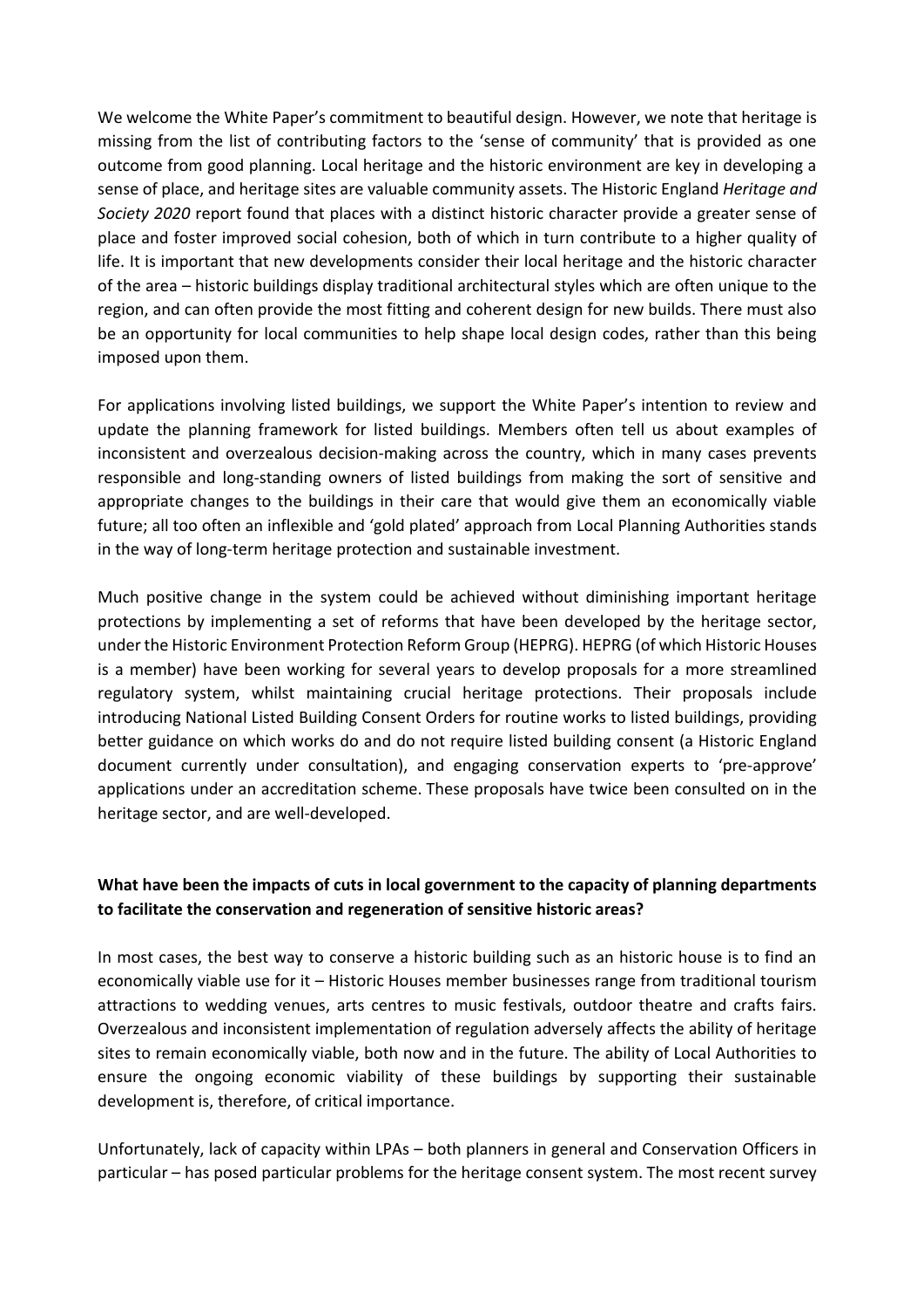We welcome the White Paper's commitment to beautiful design. However, we note that heritage is missing from the list of contributing factors to the 'sense of community' that is provided as one outcome from good planning. Local heritage and the historic environment are key in developing a sense of place, and heritage sites are valuable community assets. The Historic England *Heritage and Society 2020* report found that places with a distinct historic character provide a greater sense of place and foster improved social cohesion, both of which in turn contribute to a higher quality of life. It is important that new developments consider their local heritage and the historic character of the area – historic buildings display traditional architectural styles which are often unique to the region, and can often provide the most fitting and coherent design for new builds. There must also be an opportunity for local communities to help shape local design codes, rather than this being imposed upon them.

For applications involving listed buildings, we support the White Paper's intention to review and update the planning framework for listed buildings. Members often tell us about examples of inconsistent and overzealous decision-making across the country, which in many cases prevents responsible and long-standing owners of listed buildings from making the sort of sensitive and appropriate changes to the buildings in their care that would give them an economically viable future; all too often an inflexible and 'gold plated' approach from Local Planning Authorities stands in the way of long-term heritage protection and sustainable investment.

Much positive change in the system could be achieved without diminishing important heritage protections by implementing a set of reforms that have been developed by the heritage sector, under the Historic Environment Protection Reform Group (HEPRG). HEPRG (of which Historic Houses is a member) have been working for several years to develop proposals for a more streamlined regulatory system, whilst maintaining crucial heritage protections. Their proposals include introducing National Listed Building Consent Orders for routine works to listed buildings, providing better guidance on which works do and do not require listed building consent (a Historic England document currently under consultation), and engaging conservation experts to 'pre-approve' applications under an accreditation scheme. These proposals have twice been consulted on in the heritage sector, and are well-developed.

**What have been the impacts of cuts in local government to the capacity of planning departments to facilitate the conservation and regeneration of sensitive historic areas?**

In most cases, the best way to conserve a historic building such as an historic house is to find an economically viable use for it – Historic Houses member businesses range from traditional tourism attractions to wedding venues, arts centres to music festivals, outdoor theatre and crafts fairs. Overzealous and inconsistent implementation of regulation adversely affects the ability of heritage sites to remain economically viable, both now and in the future. The ability of Local Authorities to ensure the ongoing economic viability of these buildings by supporting their sustainable development is, therefore, of critical importance.

Unfortunately, lack of capacity within LPAs – both planners in general and Conservation Officers in particular – has posed particular problems for the heritage consent system. The most recent survey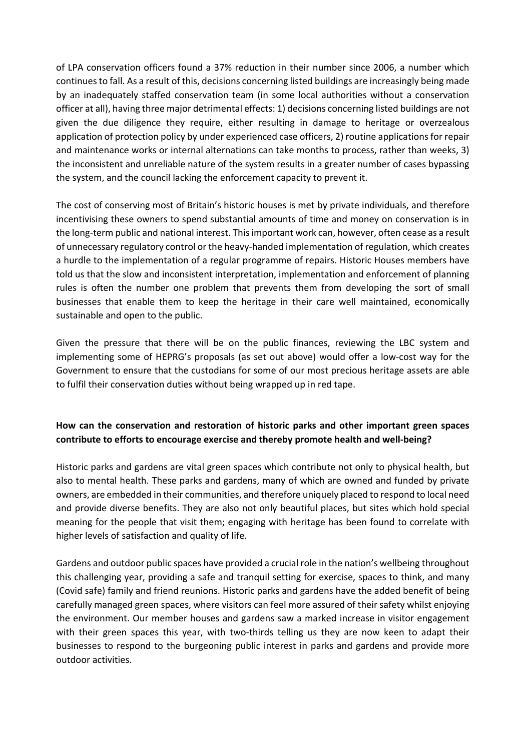of LPA conservation officers found a 37% reduction in their number since 2006, a number which continues to fall. As a result of this, decisions concerning listed buildings are increasingly being made by an inadequately staffed conservation team (in some local authorities without a conservation officer at all), having three major detrimental effects: 1) decisions concerning listed buildings are not given the due diligence they require, either resulting in damage to heritage or overzealous application of protection policy by under experienced case officers, 2) routine applications for repair and maintenance works or internal alternations can take months to process, rather than weeks, 3) the inconsistent and unreliable nature of the system results in a greater number of cases bypassing the system, and the council lacking the enforcement capacity to prevent it.

The cost of conserving most of Britain's historic houses is met by private individuals, and therefore incentivising these owners to spend substantial amounts of time and money on conservation is in the long-term public and national interest. This important work can, however, often cease as a result of unnecessary regulatory control or the heavy-handed implementation of regulation, which creates a hurdle to the implementation of a regular programme of repairs. Historic Houses members have told us that the slow and inconsistent interpretation, implementation and enforcement of planning rules is often the number one problem that prevents them from developing the sort of small businesses that enable them to keep the heritage in their care well maintained, economically sustainable and open to the public.

Given the pressure that there will be on the public finances, reviewing the LBC system and implementing some of HEPRG's proposals (as set out above) would offer a low-cost way for the Government to ensure that the custodians for some of our most precious heritage assets are able to fulfil their conservation duties without being wrapped up in red tape.

**How can the conservation and restoration of historic parks and other important green spaces contribute to efforts to encourage exercise and thereby promote health and well-being?**

Historic parks and gardens are vital green spaces which contribute not only to physical health, but also to mental health. These parks and gardens, many of which are owned and funded by private owners, are embedded in their communities, and therefore uniquely placed to respond to local need and provide diverse benefits. They are also not only beautiful places, but sites which hold special meaning for the people that visit them; engaging with heritage has been found to correlate with higher levels of satisfaction and quality of life.

Gardens and outdoor public spaces have provided a crucial role in the nation's wellbeing throughout this challenging year, providing a safe and tranquil setting for exercise, spaces to think, and many (Covid safe) family and friend reunions. Historic parks and gardens have the added benefit of being carefully managed green spaces, where visitors can feel more assured of their safety whilst enjoying the environment. Our member houses and gardens saw a marked increase in visitor engagement with their green spaces this year, with two-thirds telling us they are now keen to adapt their businesses to respond to the burgeoning public interest in parks and gardens and provide more outdoor activities.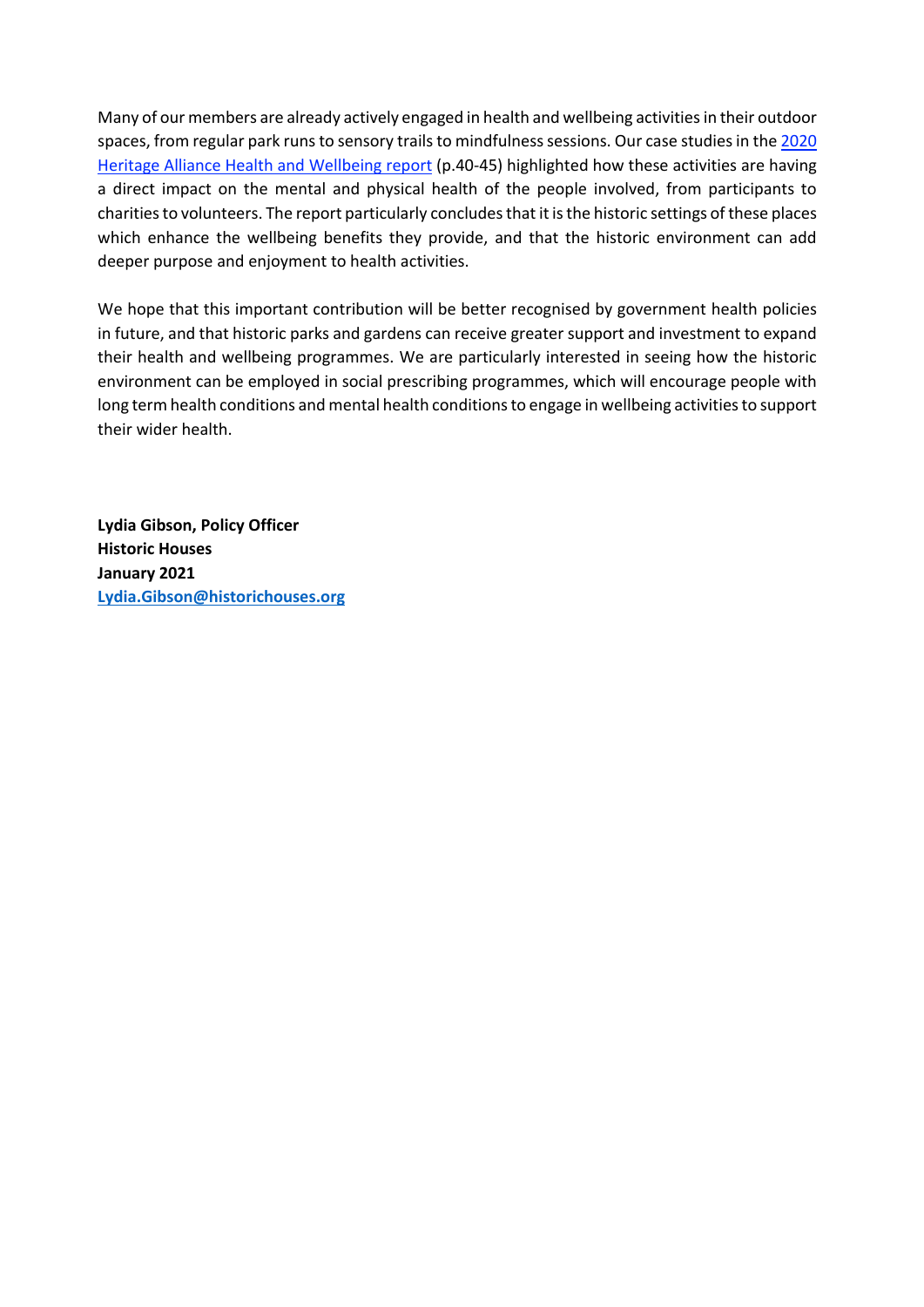Many of our members are already actively engaged in health and wellbeing activities in their outdoor spaces, from regular park runs to sensory trails to mindfulness sessions. Our case studies in the 2020 Heritage Alliance Health and Wellbeing report (p.40-45) highlighted how these activities are having a direct impact on the mental and physical health of the people involved, from participants to charities to volunteers. The report particularly concludes that it is the historic settings of these places which enhance the wellbeing benefits they provide, and that the historic environment can add deeper purpose and enjoyment to health activities.

We hope that this important contribution will be better recognised by government health policies in future, and that historic parks and gardens can receive greater support and investment to expand their health and wellbeing programmes. We are particularly interested in seeing how the historic environment can be employed in social prescribing programmes, which will encourage people with long term health conditions and mental health conditions to engage in wellbeing activities to support their wider health.

**Lydia Gibson, Policy Officer**
**Historic Houses**
**January 2021**
**Lydia.Gibson@historichouses.org**